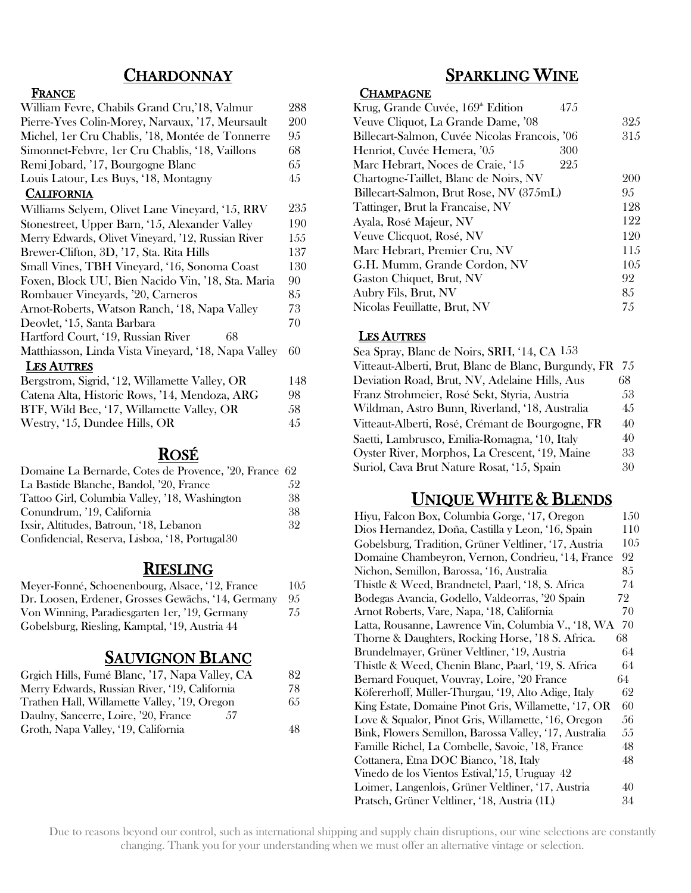## CHARDONNAY

### FRANCE

| | |
|---|---|
| William Fevre, Chabils Grand Cru,'18, Valmur | 288 |
| Pierre-Yves Colin-Morey, Narvaux, '17, Meursault | 200 |
| Michel, 1er Cru Chablis, '18, Montée de Tonnerre | 95 |
| Simonnet-Febvre, 1er Cru Chablis, '18, Vaillons | 68 |
| Remi Jobard, '17, Bourgogne Blanc | 65 |
| Louis Latour, Les Buys, '18, Montagny | 45 |

### CALIFORNIA

| | |
|---|---|
| Williams Selyem, Olivet Lane Vineyard, '15, RRV | 235 |
| Stonestreet, Upper Barn, '15, Alexander Valley | 190 |
| Merry Edwards, Olivet Vineyard, '12, Russian River | 155 |
| Brewer-Clifton, 3D, '17, Sta. Rita Hills | 137 |
| Small Vines, TBH Vineyard, '16, Sonoma Coast | 130 |
| Foxen, Block UU, Bien Nacido Vin, '18, Sta. Maria | 90 |
| Rombauer Vineyards, '20, Carneros | 85 |
| Arnot-Roberts, Watson Ranch, '18, Napa Valley | 73 |
| Deovlet, '15, Santa Barbara | 70 |
| Hartford Court, '19, Russian River | 68 |
| Matthiasson, Linda Vista Vineyard, '18, Napa Valley | 60 |

### LES AUTRES

| | |
|---|---|
| Bergstrom, Sigrid, '12, Willamette Valley, OR | 148 |
| Catena Alta, Historic Rows, '14, Mendoza, ARG | 98 |
| BTF, Wild Bee, '17, Willamette Valley, OR | 58 |
| Westry, '15, Dundee Hills, OR | 45 |

## ROSÉ

| | |
|---|---|
| Domaine La Bernarde, Cotes de Provence, '20, France | 62 |
| La Bastide Blanche, Bandol, '20, France | 52 |
| Tattoo Girl, Columbia Valley, '18, Washington | 38 |
| Conundrum, '19, California | 38 |
| Ixsir, Altitudes, Batroun, '18, Lebanon | 32 |
| Confidencial, Reserva, Lisboa, '18, Portugal | 30 |

## RIESLING

| | |
|---|---|
| Meyer-Fonné, Schoenenbourg, Alsace, '12, France | 105 |
| Dr. Loosen, Erdener, Grosses Gewächs, '14, Germany | 95 |
| Von Winning, Paradiesgarten 1er, '19, Germany | 75 |
| Gobelsburg, Riesling, Kamptal, '19, Austria | 44 |

## SAUVIGNON BLANC

| | |
|---|---|
| Grgich Hills, Fumé Blanc, '17, Napa Valley, CA | 82 |
| Merry Edwards, Russian River, '19, California | 78 |
| Trathen Hall, Willamette Valley, '19, Oregon | 65 |
| Daulny, Sancerre, Loire, '20, France | 57 |
| Groth, Napa Valley, '19, California | 48 |

## SPARKLING WINE

### CHAMPAGNE

| | |
|---|---|
| Krug, Grande Cuvée, 169th Edition | 475 |
| Veuve Cliquot, La Grande Dame, '08 | 325 |
| Billecart-Salmon, Cuvée Nicolas Francois, '06 | 315 |
| Henriot, Cuvée Hemera, '05 | 300 |
| Marc Hebrart, Noces de Craie, '15 | 225 |
| Chartogne-Taillet, Blanc de Noirs, NV | 200 |
| Billecart-Salmon, Brut Rose, NV (375mL) | 95 |
| Tattinger, Brut la Francaise, NV | 128 |
| Ayala, Rosé Majeur, NV | 122 |
| Veuve Clicquot, Rosé, NV | 120 |
| Marc Hebrart, Premier Cru, NV | 115 |
| G.H. Mumm, Grande Cordon, NV | 105 |
| Gaston Chiquet, Brut, NV | 92 |
| Aubry Fils, Brut, NV | 85 |
| Nicolas Feuillatte, Brut, NV | 75 |

### LES AUTRES

| | |
|---|---|
| Sea Spray, Blanc de Noirs, SRH, '14, CA | 153 |
| Vitteaut-Alberti, Brut, Blanc de Blanc, Burgundy, FR | 75 |
| Deviation Road, Brut, NV, Adelaine Hills, Aus | 68 |
| Franz Strohmeier, Rosé Sekt, Styria, Austria | 53 |
| Wildman, Astro Bunn, Riverland, '18, Australia | 45 |
| Vitteaut-Alberti, Rosé, Crémant de Bourgogne, FR | 40 |
| Saetti, Lambrusco, Emilia-Romagna, '10, Italy | 40 |
| Oyster River, Morphos, La Crescent, '19, Maine | 33 |
| Suriol, Cava Brut Nature Rosat, '15, Spain | 30 |

## UNIQUE WHITE & BLENDS

| | |
|---|---|
| Hiyu, Falcon Box, Columbia Gorge, '17, Oregon | 150 |
| Dios Hernandez, Doña, Castilla y Leon, '16, Spain | 110 |
| Gobelsburg, Tradition, Grüner Veltliner, '17, Austria | 105 |
| Domaine Chambeyron, Vernon, Condrieu, '14, France | 92 |
| Nichon, Semillon, Barossa, '16, Australia | 85 |
| Thistle & Weed, Brandnetel, Paarl, '18, S. Africa | 74 |
| Bodegas Avancia, Godello, Valdeorras, '20 Spain | 72 |
| Arnot Roberts, Vare, Napa, '18, California | 70 |
| Latta, Rousanne, Lawrence Vin, Columbia V., '18, WA | 70 |
| Thorne & Daughters, Rocking Horse, '18 S. Africa. | 68 |
| Brundelmayer, Grüner Veltliner, '19, Austria | 64 |
| Thistle & Weed, Chenin Blanc, Paarl, '19, S. Africa | 64 |
| Bernard Fouquet, Vouvray, Loire, '20 France | 64 |
| Köfererhoff, Müller-Thurgau, '19, Alto Adige, Italy | 62 |
| King Estate, Domaine Pinot Gris, Willamette, '17, OR | 60 |
| Love & Squalor, Pinot Gris, Willamette, '16, Oregon | 56 |
| Bink, Flowers Semillon, Barossa Valley, '17, Australia | 55 |
| Famille Richel, La Combelle, Savoie, '18, France | 48 |
| Cottanera, Etna DOC Bianco, '18, Italy | 48 |
| Vinedo de los Vientos Estival,'15, Uruguay | 42 |
| Loimer, Langenlois, Grüner Veltliner, '17, Austria | 40 |
| Pratsch, Grüner Veltliner, '18, Austria (1L) | 34 |

Due to reasons beyond our control, such as international shipping and supply chain disruptions, our wine selections are constantly changing. Thank you for your understanding when we must offer an alternative vintage or selection.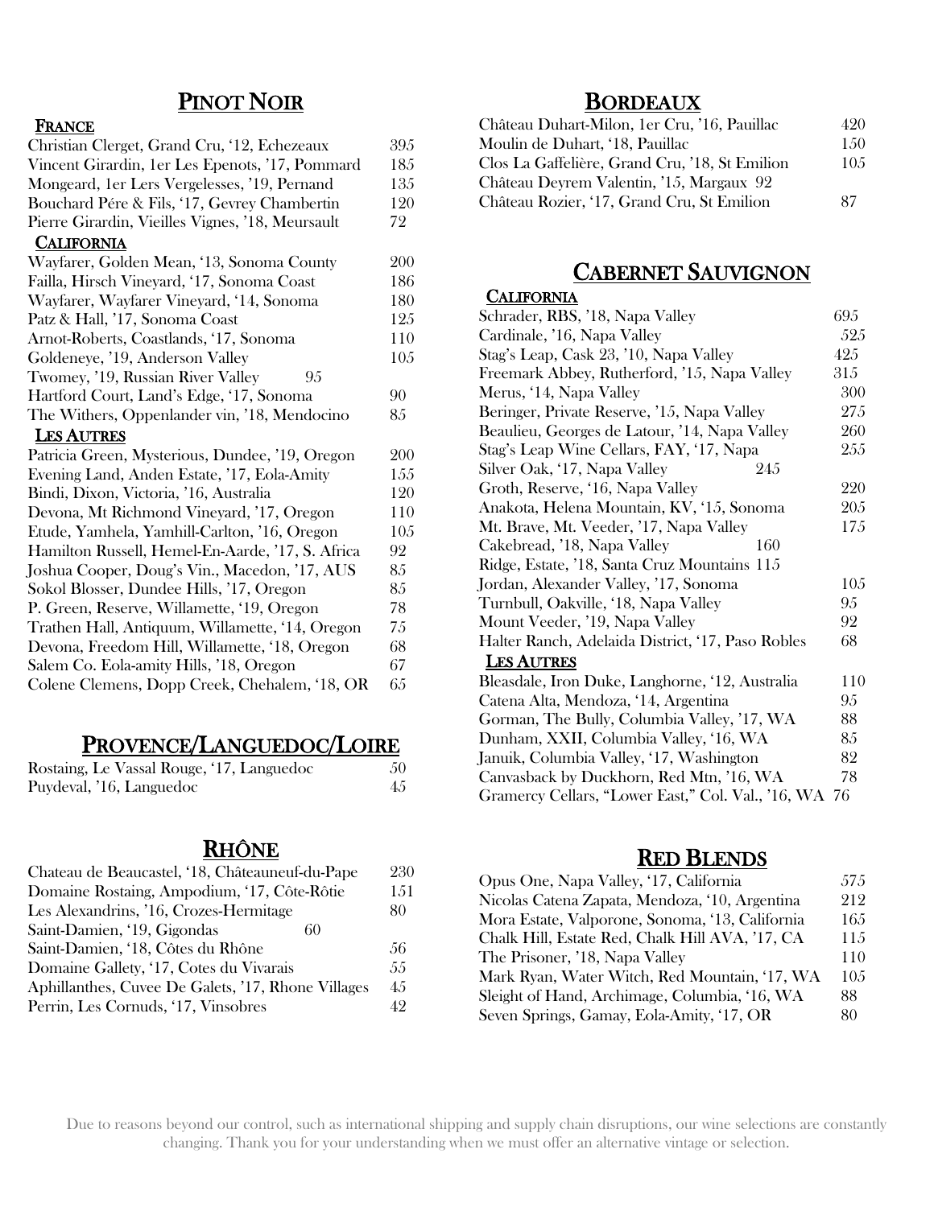## Pinot Noir

### France

| | |
|---|---|
| Christian Clerget, Grand Cru, '12, Echezeaux | 395 |
| Vincent Girardin, 1er Les Epenots, '17, Pommard | 185 |
| Mongeard, 1er Lers Vergelesses, '19, Pernand | 135 |
| Bouchard Pére & Fils, '17, Gevrey Chambertin | 120 |
| Pierre Girardin, Vieilles Vignes, '18, Meursault | 72 |

### California

| | |
|---|---|
| Wayfarer, Golden Mean, '13, Sonoma County | 200 |
| Failla, Hirsch Vineyard, '17, Sonoma Coast | 186 |
| Wayfarer, Wayfarer Vineyard, '14, Sonoma | 180 |
| Patz & Hall, '17, Sonoma Coast | 125 |
| Arnot-Roberts, Coastlands, '17, Sonoma | 110 |
| Goldeneye, '19, Anderson Valley | 105 |
| Twomey, '19, Russian River Valley | 95 |
| Hartford Court, Land's Edge, '17, Sonoma | 90 |
| The Withers, Oppenlander vin, '18, Mendocino | 85 |

### Les Autres

| | |
|---|---|
| Patricia Green, Mysterious, Dundee, '19, Oregon | 200 |
| Evening Land, Anden Estate, '17, Eola-Amity | 155 |
| Bindi, Dixon, Victoria, '16, Australia | 120 |
| Devona, Mt Richmond Vineyard, '17, Oregon | 110 |
| Etude, Yamhela, Yamhill-Carlton, '16, Oregon | 105 |
| Hamilton Russell, Hemel-En-Aarde, '17, S. Africa | 92 |
| Joshua Cooper, Doug's Vin., Macedon, '17, AUS | 85 |
| Sokol Blosser, Dundee Hills, '17, Oregon | 85 |
| P. Green, Reserve, Willamette, '19, Oregon | 78 |
| Trathen Hall, Antiquum, Willamette, '14, Oregon | 75 |
| Devona, Freedom Hill, Willamette, '18, Oregon | 68 |
| Salem Co. Eola-amity Hills, '18, Oregon | 67 |
| Colene Clemens, Dopp Creek, Chehalem, '18, OR | 65 |

## Provence/Languedoc/Loire

| | |
|---|---|
| Rostaing, Le Vassal Rouge, '17, Languedoc | 50 |
| Puydeval, '16, Languedoc | 45 |

## Rhône

| | |
|---|---|
| Chateau de Beaucastel, '18, Châteauneuf-du-Pape | 230 |
| Domaine Rostaing, Ampodium, '17, Côte-Rôtie | 151 |
| Les Alexandrins, '16, Crozes-Hermitage | 80 |
| Saint-Damien, '19, Gigondas | 60 |
| Saint-Damien, '18, Côtes du Rhône | 56 |
| Domaine Gallety, '17, Cotes du Vivarais | 55 |
| Aphillanthes, Cuvee De Galets, '17, Rhone Villages | 45 |
| Perrin, Les Cornuds, '17, Vinsobres | 42 |

## Bordeaux

| | |
|---|---|
| Château Duhart-Milon, 1er Cru, '16, Pauillac | 420 |
| Moulin de Duhart, '18, Pauillac | 150 |
| Clos La Gaffelière, Grand Cru, '18, St Emilion | 105 |
| Château Deyrem Valentin, '15, Margaux | 92 |
| Château Rozier, '17, Grand Cru, St Emilion | 87 |

## Cabernet Sauvignon

### California

| | |
|---|---|
| Schrader, RBS, '18, Napa Valley | 695 |
| Cardinale, '16, Napa Valley | 525 |
| Stag's Leap, Cask 23, '10, Napa Valley | 425 |
| Freemark Abbey, Rutherford, '15, Napa Valley | 315 |
| Merus, '14, Napa Valley | 300 |
| Beringer, Private Reserve, '15, Napa Valley | 275 |
| Beaulieu, Georges de Latour, '14, Napa Valley | 260 |
| Stag's Leap Wine Cellars, FAY, '17, Napa | 255 |
| Silver Oak, '17, Napa Valley | 245 |
| Groth, Reserve, '16, Napa Valley | 220 |
| Anakota, Helena Mountain, KV, '15, Sonoma | 205 |
| Mt. Brave, Mt. Veeder, '17, Napa Valley | 175 |
| Cakebread, '18, Napa Valley | 160 |
| Ridge, Estate, '18, Santa Cruz Mountains | 115 |
| Jordan, Alexander Valley, '17, Sonoma | 105 |
| Turnbull, Oakville, '18, Napa Valley | 95 |
| Mount Veeder, '19, Napa Valley | 92 |
| Halter Ranch, Adelaida District, '17, Paso Robles | 68 |

### Les Autres

| | |
|---|---|
| Bleasdale, Iron Duke, Langhorne, '12, Australia | 110 |
| Catena Alta, Mendoza, '14, Argentina | 95 |
| Gorman, The Bully, Columbia Valley, '17, WA | 88 |
| Dunham, XXII, Columbia Valley, '16, WA | 85 |
| Januik, Columbia Valley, '17, Washington | 82 |
| Canvasback by Duckhorn, Red Mtn, '16, WA | 78 |
| Gramercy Cellars, "Lower East," Col. Val., '16, WA | 76 |

## Red Blends

| | |
|---|---|
| Opus One, Napa Valley, '17, California | 575 |
| Nicolas Catena Zapata, Mendoza, '10, Argentina | 212 |
| Mora Estate, Valporone, Sonoma, '13, California | 165 |
| Chalk Hill, Estate Red, Chalk Hill AVA, '17, CA | 115 |
| The Prisoner, '18, Napa Valley | 110 |
| Mark Ryan, Water Witch, Red Mountain, '17, WA | 105 |
| Sleight of Hand, Archimage, Columbia, '16, WA | 88 |
| Seven Springs, Gamay, Eola-Amity, '17, OR | 80 |

Due to reasons beyond our control, such as international shipping and supply chain disruptions, our wine selections are constantly changing. Thank you for your understanding when we must offer an alternative vintage or selection.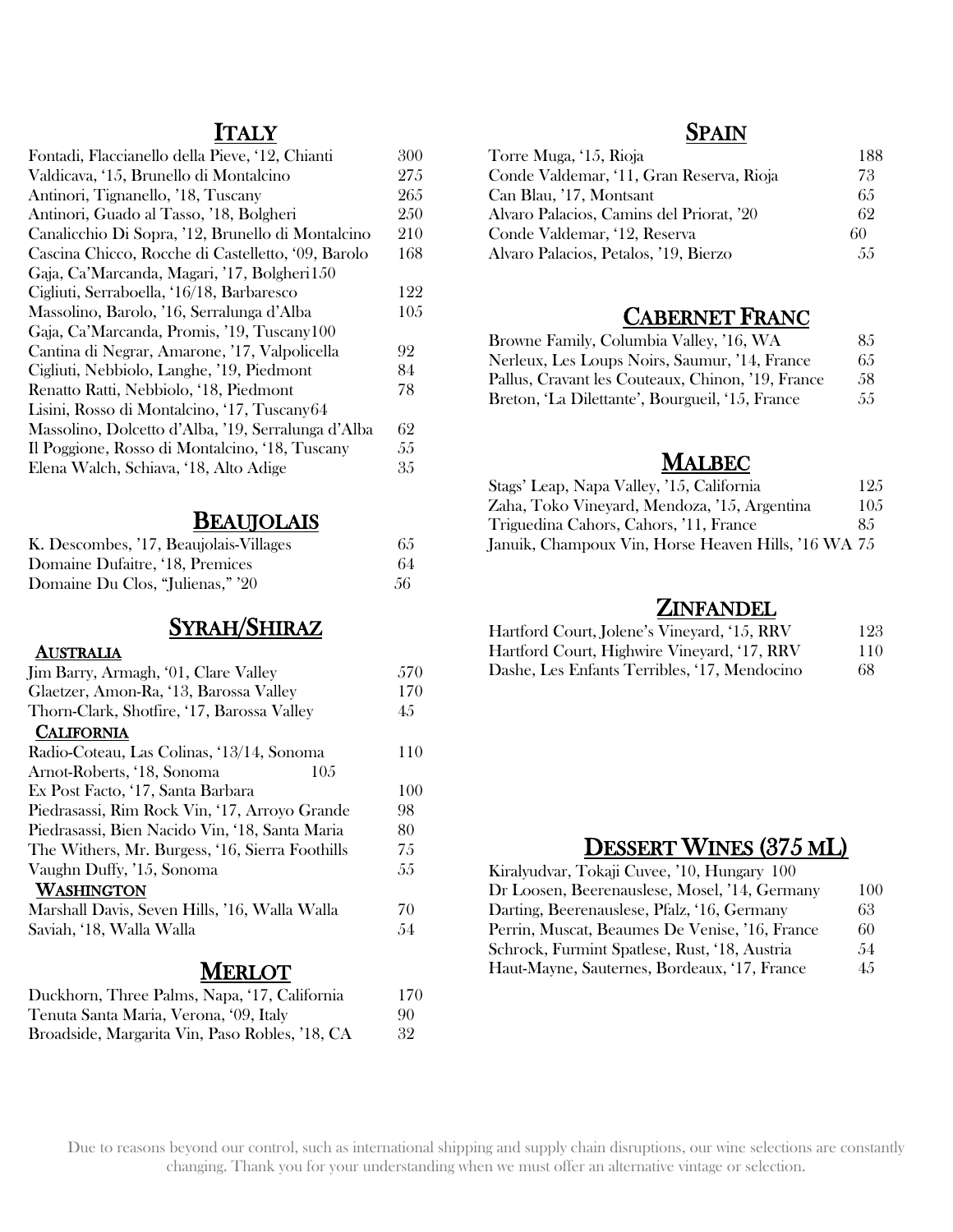## ITALY

| | |
|---|---|
| Fontadi, Flaccianello della Pieve, '12, Chianti | 300 |
| Valdicava, '15, Brunello di Montalcino | 275 |
| Antinori, Tignanello, '18, Tuscany | 265 |
| Antinori, Guado al Tasso, '18, Bolgheri | 250 |
| Canalicchio Di Sopra, '12, Brunello di Montalcino | 210 |
| Cascina Chicco, Rocche di Castelletto, '09, Barolo | 168 |
| Gaja, Ca'Marcanda, Magari, '17, Bolgheri | 150 |
| Cigliuti, Serraboella, '16/18, Barbaresco | 122 |
| Massolino, Barolo, '16, Serralunga d'Alba | 105 |
| Gaja, Ca'Marcanda, Promis, '19, Tuscany | 100 |
| Cantina di Negrar, Amarone, '17, Valpolicella | 92 |
| Cigliuti, Nebbiolo, Langhe, '19, Piedmont | 84 |
| Renatto Ratti, Nebbiolo, '18, Piedmont | 78 |
| Lisini, Rosso di Montalcino, '17, Tuscany | 64 |
| Massolino, Dolcetto d'Alba, '19, Serralunga d'Alba | 62 |
| Il Poggione, Rosso di Montalcino, '18, Tuscany | 55 |
| Elena Walch, Schiava, '18, Alto Adige | 35 |

## BEAUJOLAIS

| | |
|---|---|
| K. Descombes, '17, Beaujolais-Villages | 65 |
| Domaine Dufaitre, '18, Premices | 64 |
| Domaine Du Clos, "Julienas," '20 | 56 |

## SYRAH/SHIRAZ

### AUSTRALIA

| | |
|---|---|
| Jim Barry, Armagh, '01, Clare Valley | 570 |
| Glaetzer, Amon-Ra, '13, Barossa Valley | 170 |
| Thorn-Clark, Shotfire, '17, Barossa Valley | 45 |

### CALIFORNIA

| | |
|---|---|
| Radio-Coteau, Las Colinas, '13/14, Sonoma | 110 |
| Arnot-Roberts, '18, Sonoma | 105 |
| Ex Post Facto, '17, Santa Barbara | 100 |
| Piedrasassi, Rim Rock Vin, '17, Arroyo Grande | 98 |
| Piedrasassi, Bien Nacido Vin, '18, Santa Maria | 80 |
| The Withers, Mr. Burgess, '16, Sierra Foothills | 75 |
| Vaughn Duffy, '15, Sonoma | 55 |

### WASHINGTON

| | |
|---|---|
| Marshall Davis, Seven Hills, '16, Walla Walla | 70 |
| Saviah, '18, Walla Walla | 54 |

## MERLOT

| | |
|---|---|
| Duckhorn, Three Palms, Napa, '17, California | 170 |
| Tenuta Santa Maria, Verona, '09, Italy | 90 |
| Broadside, Margarita Vin, Paso Robles, '18, CA | 32 |

## SPAIN

| | |
|---|---|
| Torre Muga, '15, Rioja | 188 |
| Conde Valdemar, '11, Gran Reserva, Rioja | 73 |
| Can Blau, '17, Montsant | 65 |
| Alvaro Palacios, Camins del Priorat, '20 | 62 |
| Conde Valdemar, '12, Reserva | 60 |
| Alvaro Palacios, Petalos, '19, Bierzo | 55 |

## CABERNET FRANC

| | |
|---|---|
| Browne Family, Columbia Valley, '16, WA | 85 |
| Nerleux, Les Loups Noirs, Saumur, '14, France | 65 |
| Pallus, Cravant les Couteaux, Chinon, '19, France | 58 |
| Breton, 'La Dilettante', Bourgueil, '15, France | 55 |

## MALBEC

| | |
|---|---|
| Stags' Leap, Napa Valley, '15, California | 125 |
| Zaha, Toko Vineyard, Mendoza, '15, Argentina | 105 |
| Triguedina Cahors, Cahors, '11, France | 85 |
| Januik, Champoux Vin, Horse Heaven Hills, '16 WA | 75 |

## ZINFANDEL

| | |
|---|---|
| Hartford Court, Jolene's Vineyard, '15, RRV | 123 |
| Hartford Court, Highwire Vineyard, '17, RRV | 110 |
| Dashe, Les Enfants Terribles, '17, Mendocino | 68 |

## DESSERT WINES (375 ML)

| | |
|---|---|
| Kiralyudvar, Tokaji Cuvee, '10, Hungary | 100 |
| Dr Loosen, Beerenauslese, Mosel, '14, Germany | 100 |
| Darting, Beerenauslese, Pfalz, '16, Germany | 63 |
| Perrin, Muscat, Beaumes De Venise, '16, France | 60 |
| Schrock, Furmint Spatlese, Rust, '18, Austria | 54 |
| Haut-Mayne, Sauternes, Bordeaux, '17, France | 45 |

Due to reasons beyond our control, such as international shipping and supply chain disruptions, our wine selections are constantly changing. Thank you for your understanding when we must offer an alternative vintage or selection.